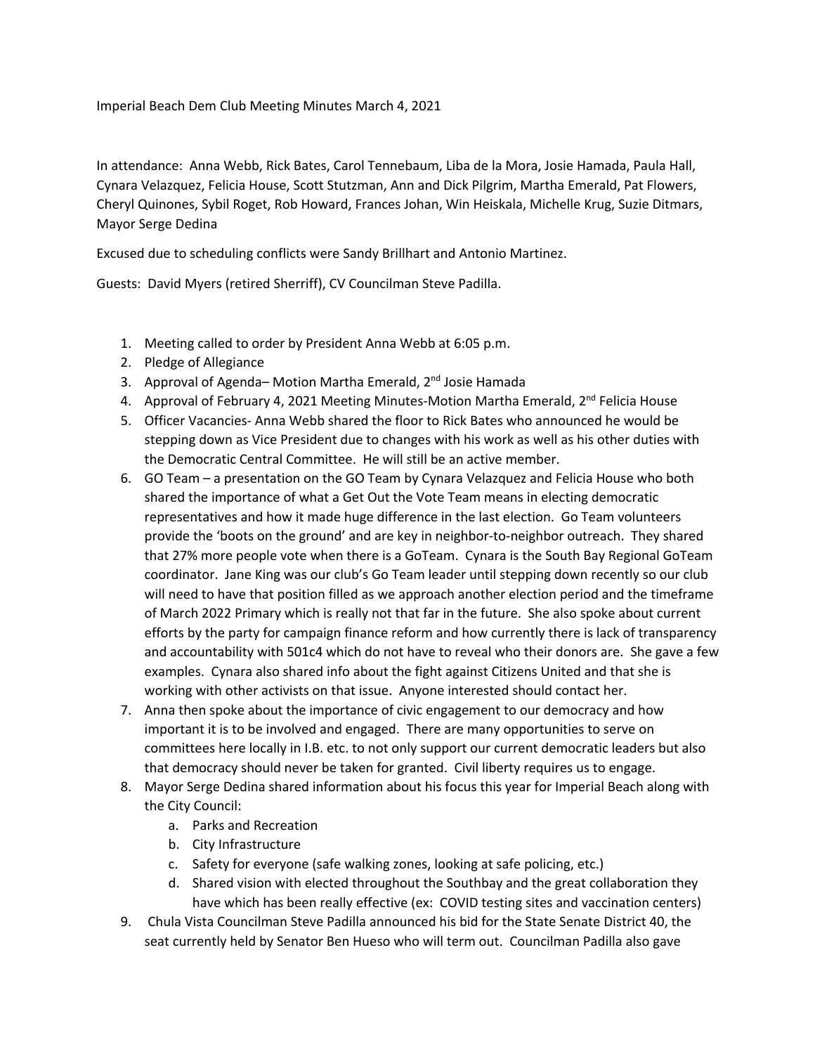Imperial Beach Dem Club Meeting Minutes March 4, 2021

In attendance: Anna Webb, Rick Bates, Carol Tennebaum, Liba de la Mora, Josie Hamada, Paula Hall, Cynara Velazquez, Felicia House, Scott Stutzman, Ann and Dick Pilgrim, Martha Emerald, Pat Flowers, Cheryl Quinones, Sybil Roget, Rob Howard, Frances Johan, Win Heiskala, Michelle Krug, Suzie Ditmars, Mayor Serge Dedina

Excused due to scheduling conflicts were Sandy Brillhart and Antonio Martinez.

Guests: David Myers (retired Sherriff), CV Councilman Steve Padilla.

1. Meeting called to order by President Anna Webb at 6:05 p.m.
2. Pledge of Allegiance
3. Approval of Agenda– Motion Martha Emerald, 2nd Josie Hamada
4. Approval of February 4, 2021 Meeting Minutes-Motion Martha Emerald, 2nd Felicia House
5. Officer Vacancies- Anna Webb shared the floor to Rick Bates who announced he would be stepping down as Vice President due to changes with his work as well as his other duties with the Democratic Central Committee. He will still be an active member.
6. GO Team – a presentation on the GO Team by Cynara Velazquez and Felicia House who both shared the importance of what a Get Out the Vote Team means in electing democratic representatives and how it made huge difference in the last election. Go Team volunteers provide the 'boots on the ground' and are key in neighbor-to-neighbor outreach. They shared that 27% more people vote when there is a GoTeam. Cynara is the South Bay Regional GoTeam coordinator. Jane King was our club's Go Team leader until stepping down recently so our club will need to have that position filled as we approach another election period and the timeframe of March 2022 Primary which is really not that far in the future. She also spoke about current efforts by the party for campaign finance reform and how currently there is lack of transparency and accountability with 501c4 which do not have to reveal who their donors are. She gave a few examples. Cynara also shared info about the fight against Citizens United and that she is working with other activists on that issue. Anyone interested should contact her.
7. Anna then spoke about the importance of civic engagement to our democracy and how important it is to be involved and engaged. There are many opportunities to serve on committees here locally in I.B. etc. to not only support our current democratic leaders but also that democracy should never be taken for granted. Civil liberty requires us to engage.
8. Mayor Serge Dedina shared information about his focus this year for Imperial Beach along with the City Council:
    a. Parks and Recreation
    b. City Infrastructure
    c. Safety for everyone (safe walking zones, looking at safe policing, etc.)
    d. Shared vision with elected throughout the Southbay and the great collaboration they have which has been really effective (ex: COVID testing sites and vaccination centers)
9. Chula Vista Councilman Steve Padilla announced his bid for the State Senate District 40, the seat currently held by Senator Ben Hueso who will term out. Councilman Padilla also gave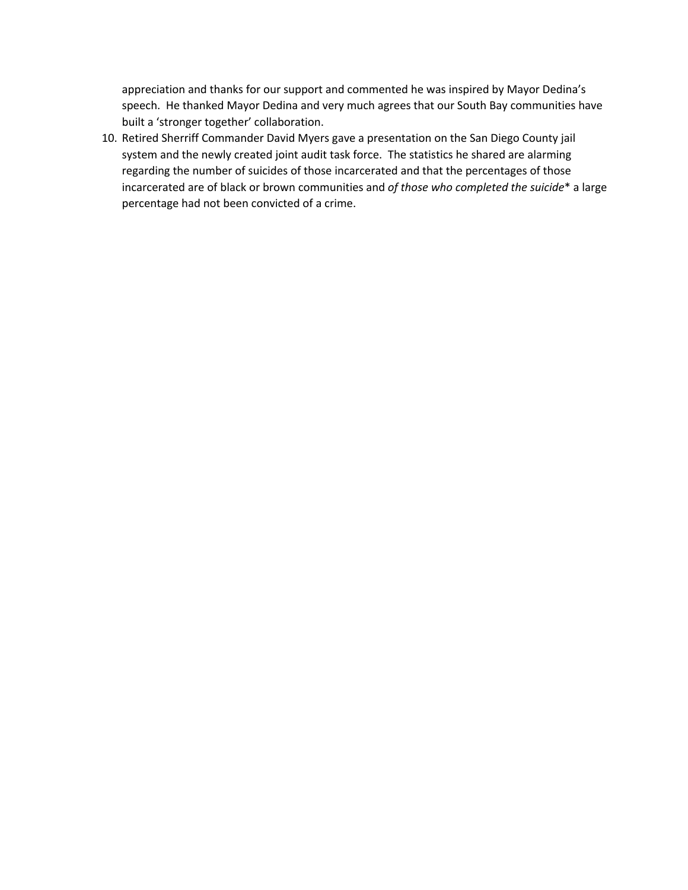appreciation and thanks for our support and commented he was inspired by Mayor Dedina's speech. He thanked Mayor Dedina and very much agrees that our South Bay communities have built a 'stronger together' collaboration.

10. Retired Sherriff Commander David Myers gave a presentation on the San Diego County jail system and the newly created joint audit task force. The statistics he shared are alarming regarding the number of suicides of those incarcerated and that the percentages of those incarcerated are of black or brown communities and *of those who completed the suicide** a large percentage had not been convicted of a crime.